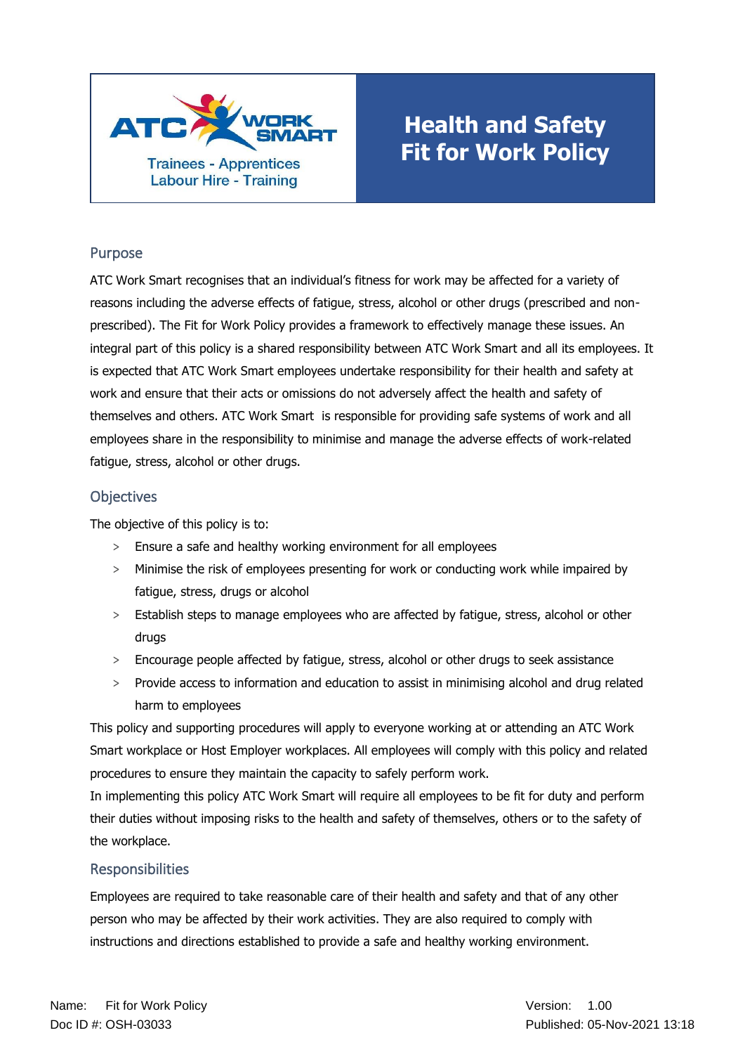# Health and Safety Fit for Work Policy

ATC WORK SMART
Trainees - Apprentices
Labour Hire - Training

## Purpose

ATC Work Smart recognises that an individual's fitness for work may be affected for a variety of reasons including the adverse effects of fatigue, stress, alcohol or other drugs (prescribed and non-prescribed). The Fit for Work Policy provides a framework to effectively manage these issues. An integral part of this policy is a shared responsibility between ATC Work Smart and all its employees. It is expected that ATC Work Smart employees undertake responsibility for their health and safety at work and ensure that their acts or omissions do not adversely affect the health and safety of themselves and others. ATC Work Smart is responsible for providing safe systems of work and all employees share in the responsibility to minimise and manage the adverse effects of work-related fatigue, stress, alcohol or other drugs.

## Objectives

The objective of this policy is to:

- Ensure a safe and healthy working environment for all employees
- Minimise the risk of employees presenting for work or conducting work while impaired by fatigue, stress, drugs or alcohol
- Establish steps to manage employees who are affected by fatigue, stress, alcohol or other drugs
- Encourage people affected by fatigue, stress, alcohol or other drugs to seek assistance
- Provide access to information and education to assist in minimising alcohol and drug related harm to employees

This policy and supporting procedures will apply to everyone working at or attending an ATC Work Smart workplace or Host Employer workplaces. All employees will comply with this policy and related procedures to ensure they maintain the capacity to safely perform work.

In implementing this policy ATC Work Smart will require all employees to be fit for duty and perform their duties without imposing risks to the health and safety of themselves, others or to the safety of the workplace.

## Responsibilities

Employees are required to take reasonable care of their health and safety and that of any other person who may be affected by their work activities. They are also required to comply with instructions and directions established to provide a safe and healthy working environment.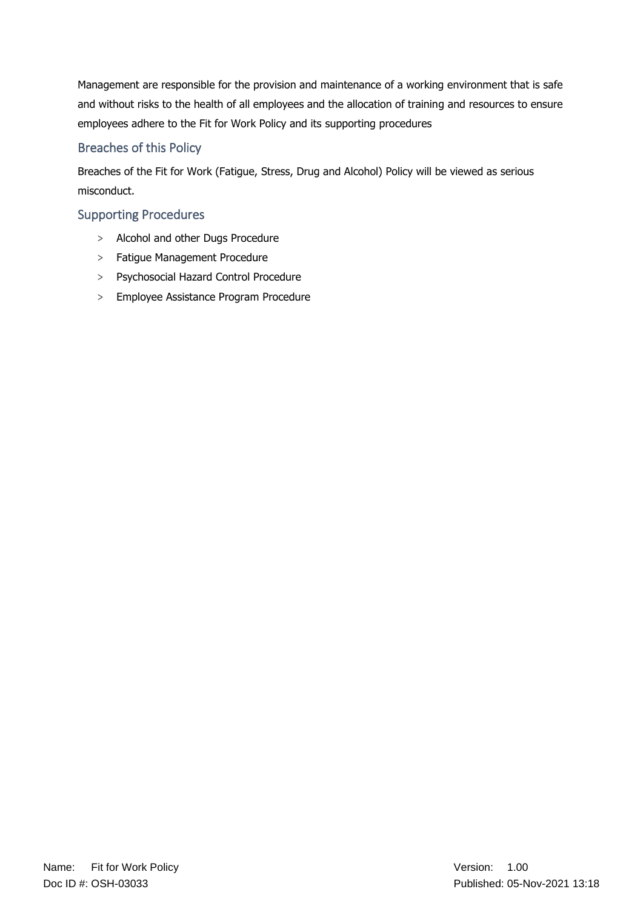Management are responsible for the provision and maintenance of a working environment that is safe and without risks to the health of all employees and the allocation of training and resources to ensure employees adhere to the Fit for Work Policy and its supporting procedures

## Breaches of this Policy

Breaches of the Fit for Work (Fatigue, Stress, Drug and Alcohol) Policy will be viewed as serious misconduct.

## Supporting Procedures

- Alcohol and other Dugs Procedure
- Fatigue Management Procedure
- Psychosocial Hazard Control Procedure
- Employee Assistance Program Procedure